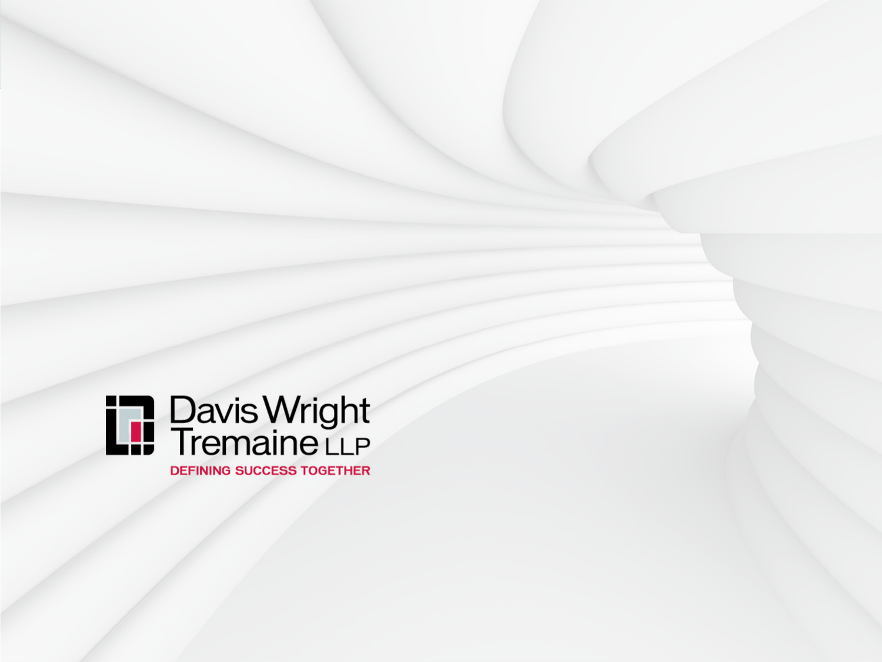Davis Wright Tremaine LLP

DEFINING SUCCESS TOGETHER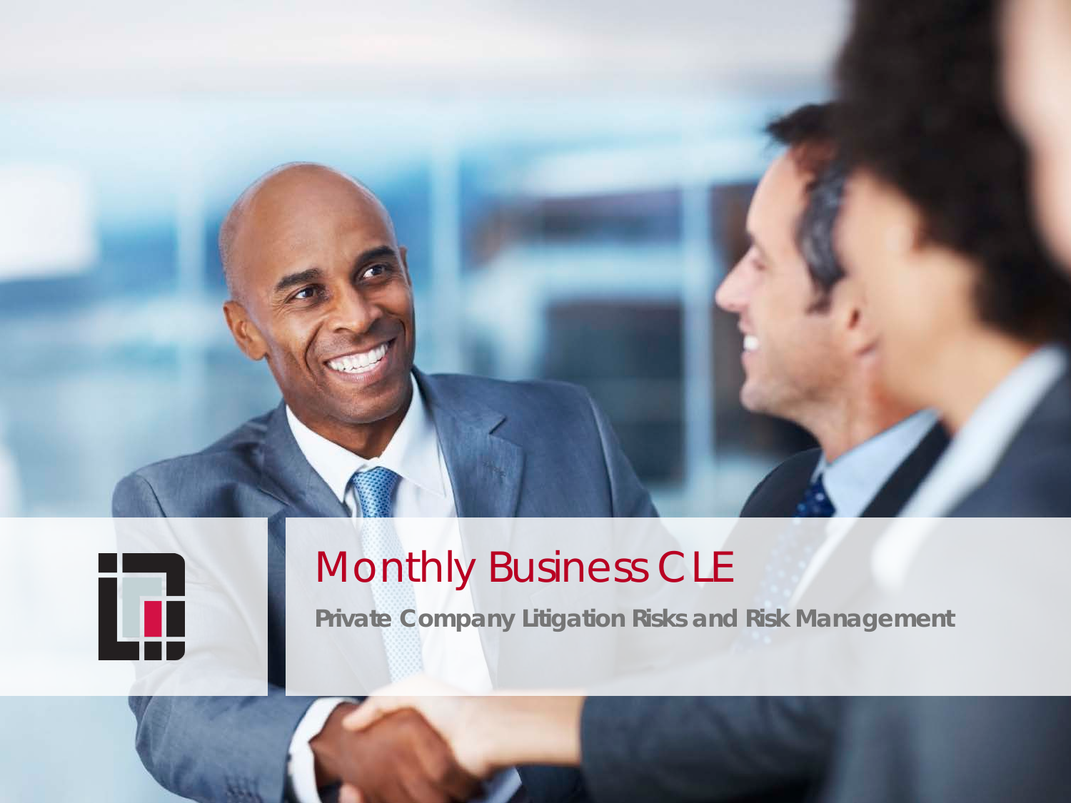# Monthly Business CLE

**Private Company Litigation Risks and Risk Management**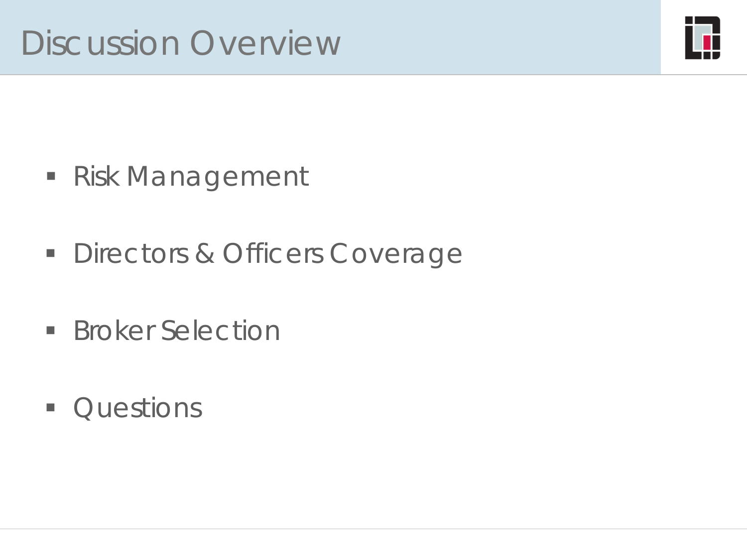# Discussion Overview

- Risk Management
- Directors & Officers Coverage
- Broker Selection
- Questions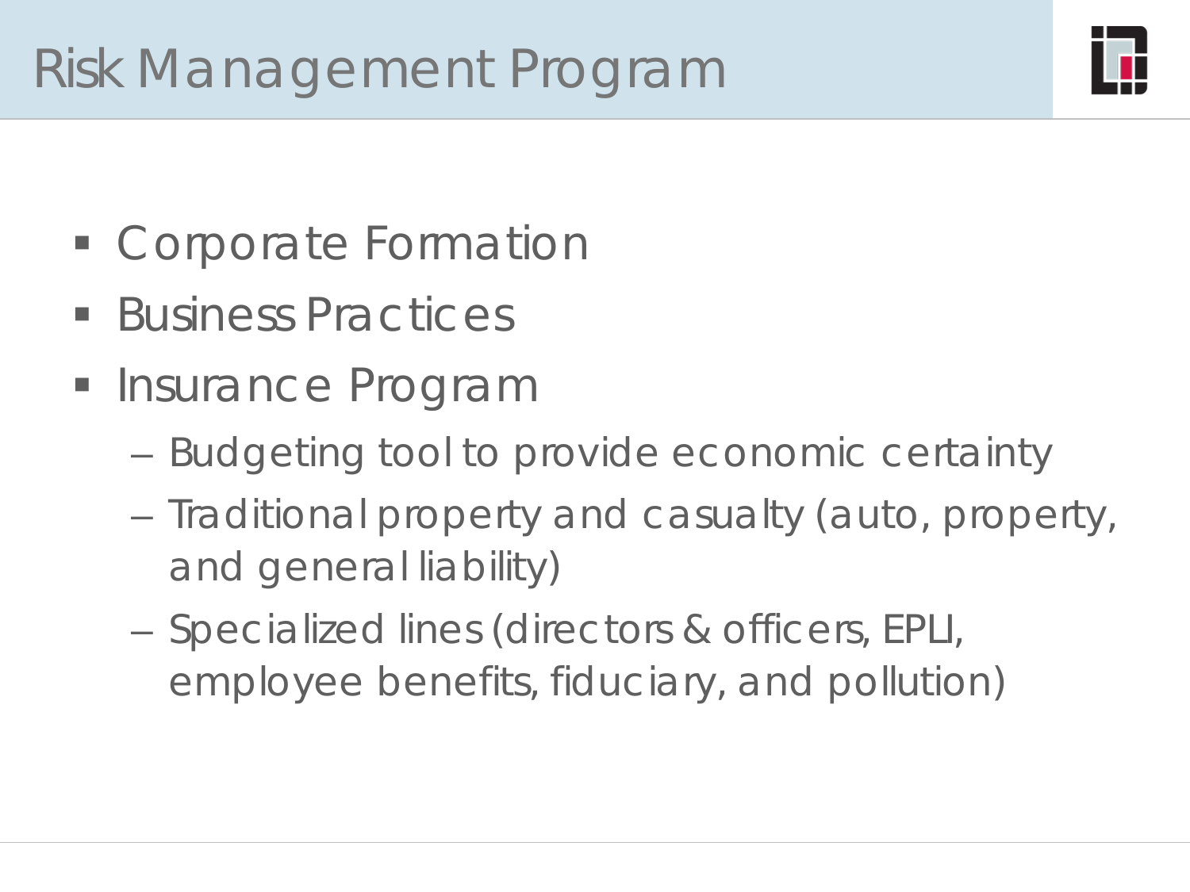# Risk Management Program

- Corporate Formation
- Business Practices
- Insurance Program
  - Budgeting tool to provide economic certainty
  - Traditional property and casualty (auto, property, and general liability)
  - Specialized lines (directors & officers, EPLI, employee benefits, fiduciary, and pollution)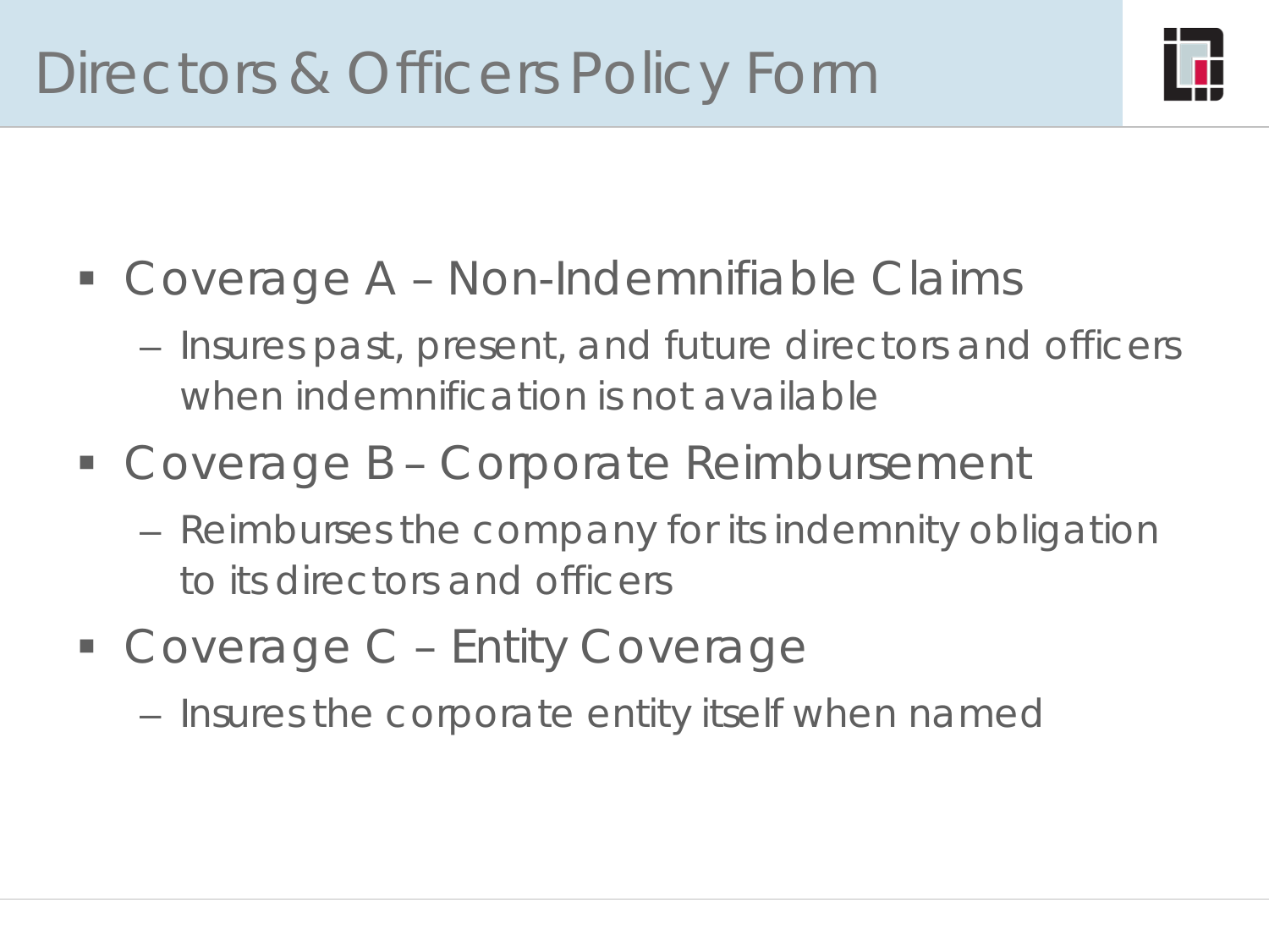# Directors & Officers Policy Form

- Coverage A – Non-Indemnifiable Claims
  - Insures past, present, and future directors and officers when indemnification is not available
- Coverage B – Corporate Reimbursement
  - Reimburses the company for its indemnity obligation to its directors and officers
- Coverage C – Entity Coverage
  - Insures the corporate entity itself when named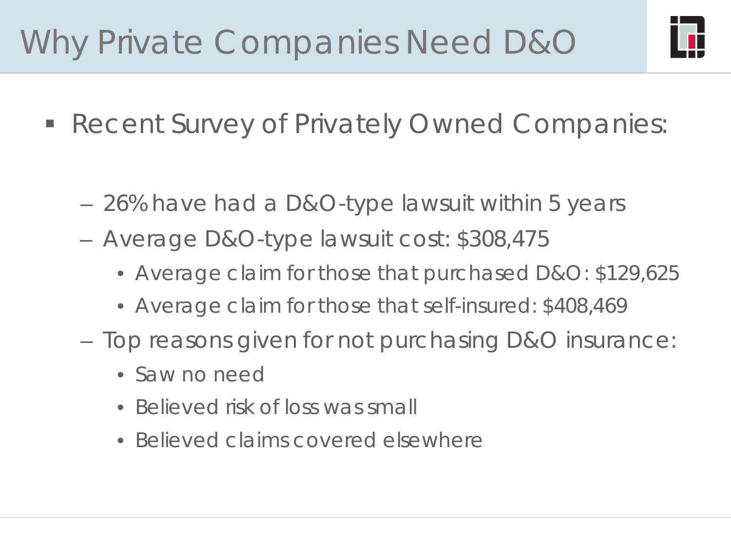# Why Private Companies Need D&O

- Recent Survey of Privately Owned Companies:
  - 26% have had a D&O-type lawsuit within 5 years
  - Average D&O-type lawsuit cost: $308,475
    - Average claim for those that purchased D&O: $129,625
    - Average claim for those that self-insured: $408,469
  - Top reasons given for not purchasing D&O insurance:
    - Saw no need
    - Believed risk of loss was small
    - Believed claims covered elsewhere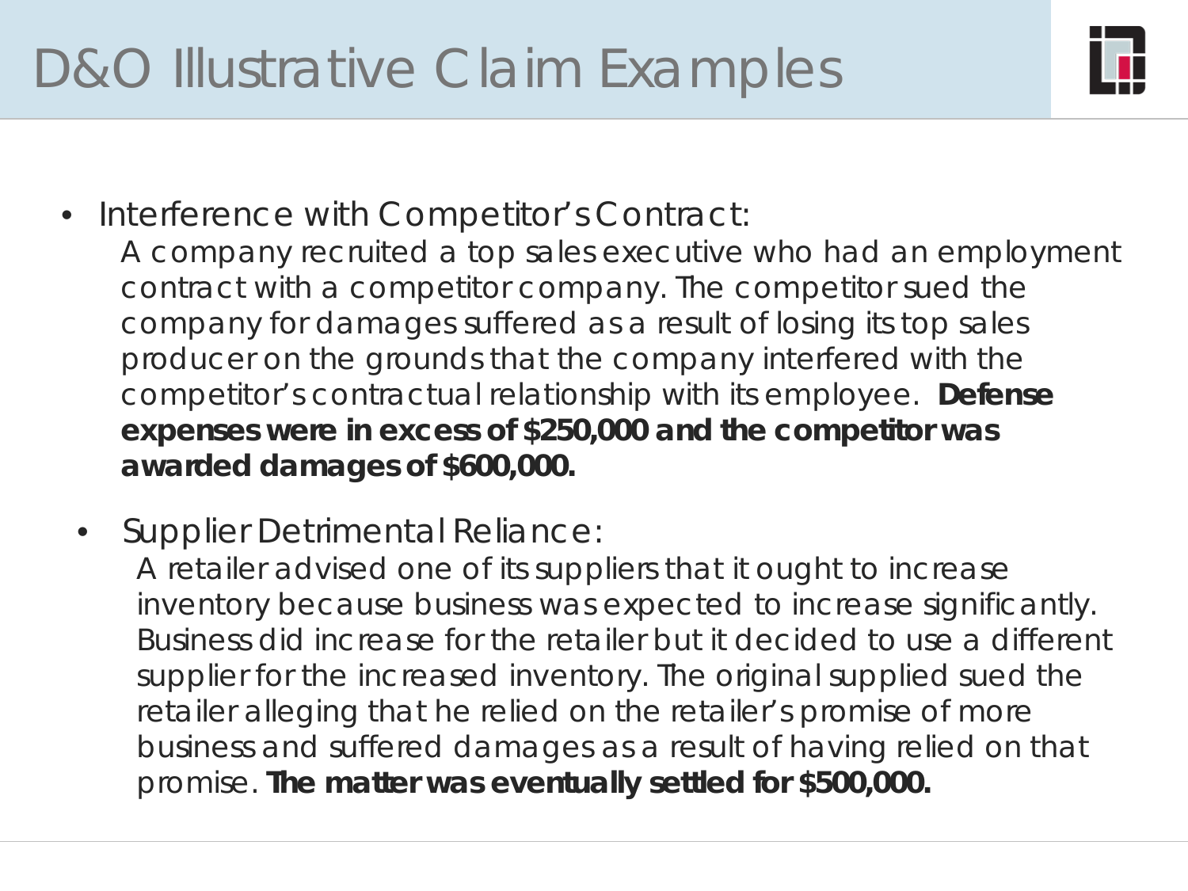# D&O Illustrative Claim Examples

- Interference with Competitor's Contract:

  A company recruited a top sales executive who had an employment contract with a competitor company. The competitor sued the company for damages suffered as a result of losing its top sales producer on the grounds that the company interfered with the competitor's contractual relationship with its employee. **Defense expenses were in excess of $250,000 and the competitor was awarded damages of $600,000.**

- Supplier Detrimental Reliance:

  A retailer advised one of its suppliers that it ought to increase inventory because business was expected to increase significantly. Business did increase for the retailer but it decided to use a different supplier for the increased inventory. The original supplied sued the retailer alleging that he relied on the retailer's promise of more business and suffered damages as a result of having relied on that promise. **The matter was eventually settled for $500,000.**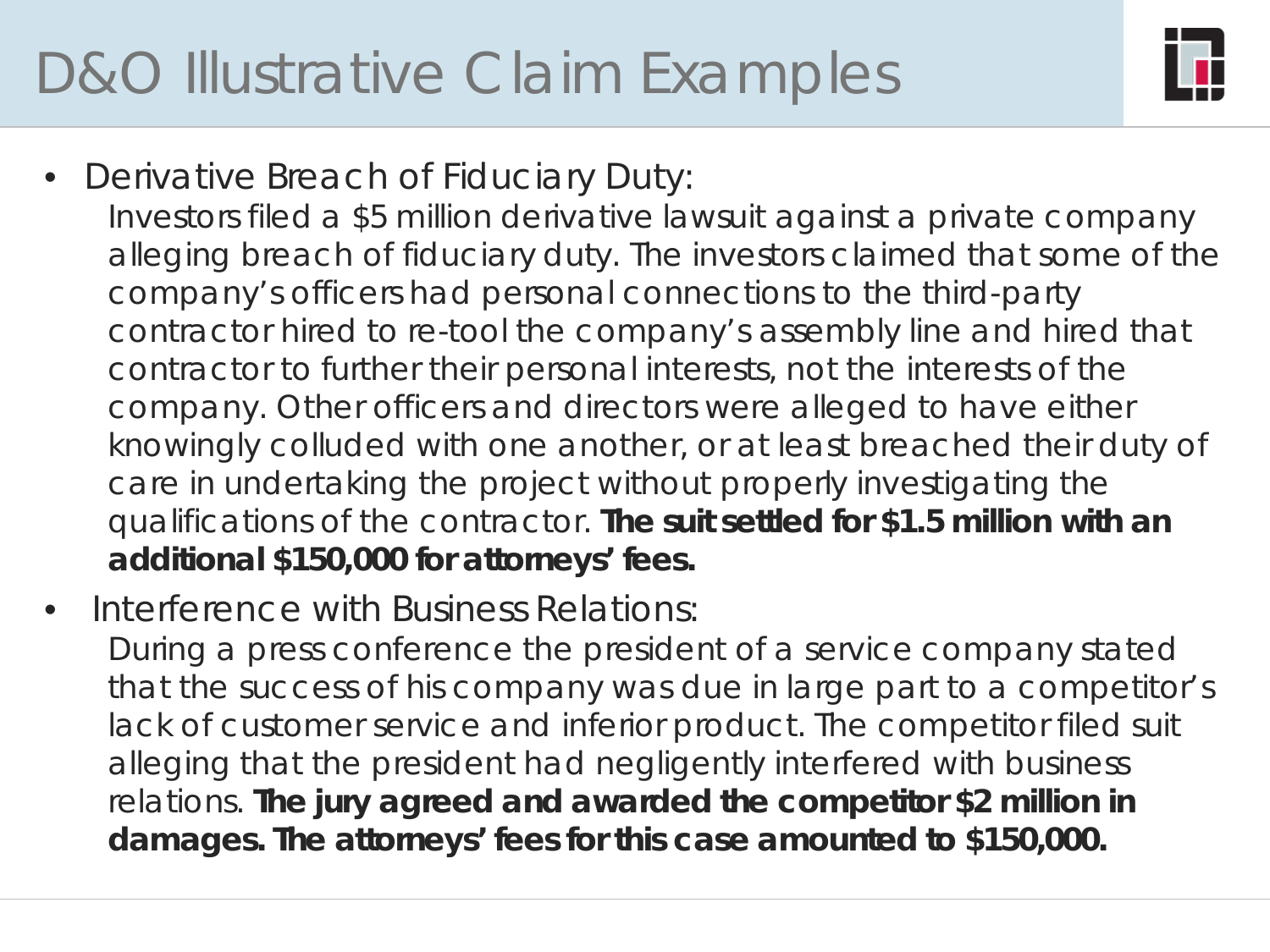# D&O Illustrative Claim Examples

- Derivative Breach of Fiduciary Duty:

  Investors filed a $5 million derivative lawsuit against a private company alleging breach of fiduciary duty. The investors claimed that some of the company's officers had personal connections to the third-party contractor hired to re-tool the company's assembly line and hired that contractor to further their personal interests, not the interests of the company. Other officers and directors were alleged to have either knowingly colluded with one another, or at least breached their duty of care in undertaking the project without properly investigating the qualifications of the contractor. **The suit settled for $1.5 million with an additional $150,000 for attorneys' fees.**

- Interference with Business Relations:

  During a press conference the president of a service company stated that the success of his company was due in large part to a competitor's lack of customer service and inferior product. The competitor filed suit alleging that the president had negligently interfered with business relations. **The jury agreed and awarded the competitor $2 million in damages. The attorneys' fees for this case amounted to $150,000.**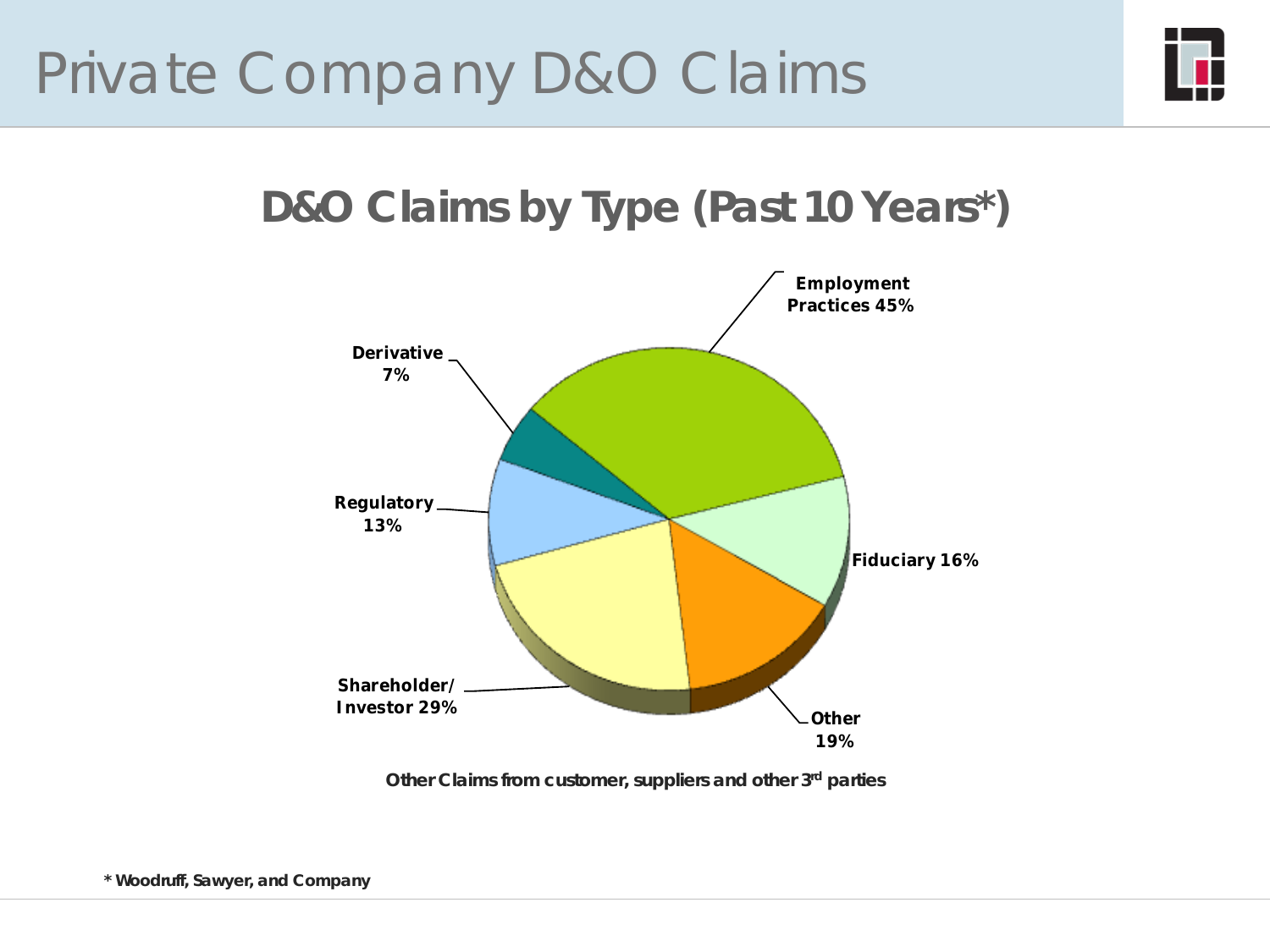# Private Company D&O Claims

## D&O Claims by Type (Past 10 Years*)

- Employment Practices 45%
- Shareholder/ Investor 29%
- Other 19%
- Fiduciary 16%
- Regulatory 13%
- Derivative 7%

Other Claims from customer, suppliers and other 3rd parties

* Woodruff, Sawyer, and Company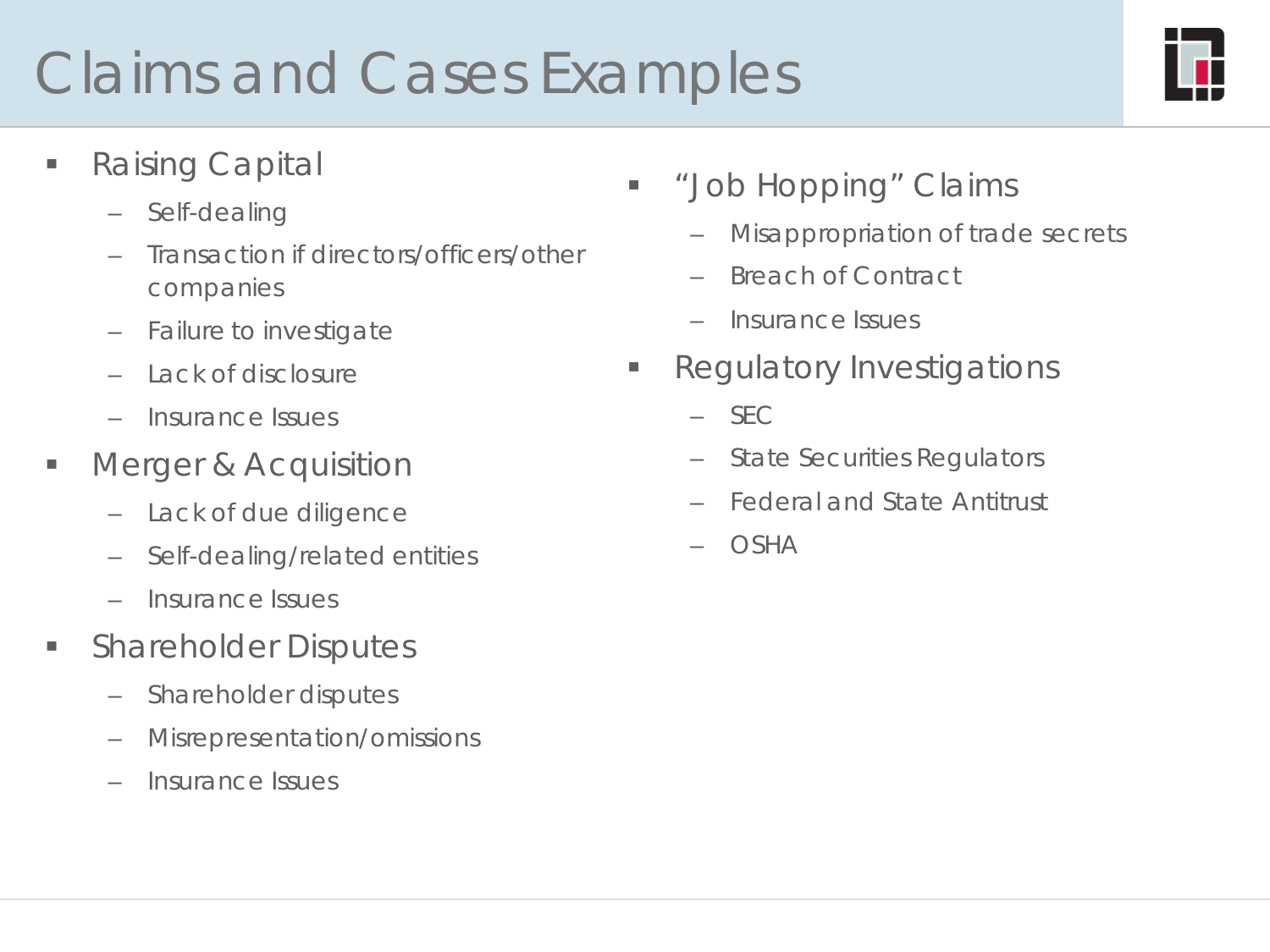# Claims and Cases Examples

- Raising Capital
  - Self-dealing
  - Transaction if directors/officers/other companies
  - Failure to investigate
  - Lack of disclosure
  - Insurance Issues
- Merger & Acquisition
  - Lack of due diligence
  - Self-dealing/related entities
  - Insurance Issues
- Shareholder Disputes
  - Shareholder disputes
  - Misrepresentation/omissions
  - Insurance Issues
- "Job Hopping" Claims
  - Misappropriation of trade secrets
  - Breach of Contract
  - Insurance Issues
- Regulatory Investigations
  - SEC
  - State Securities Regulators
  - Federal and State Antitrust
  - OSHA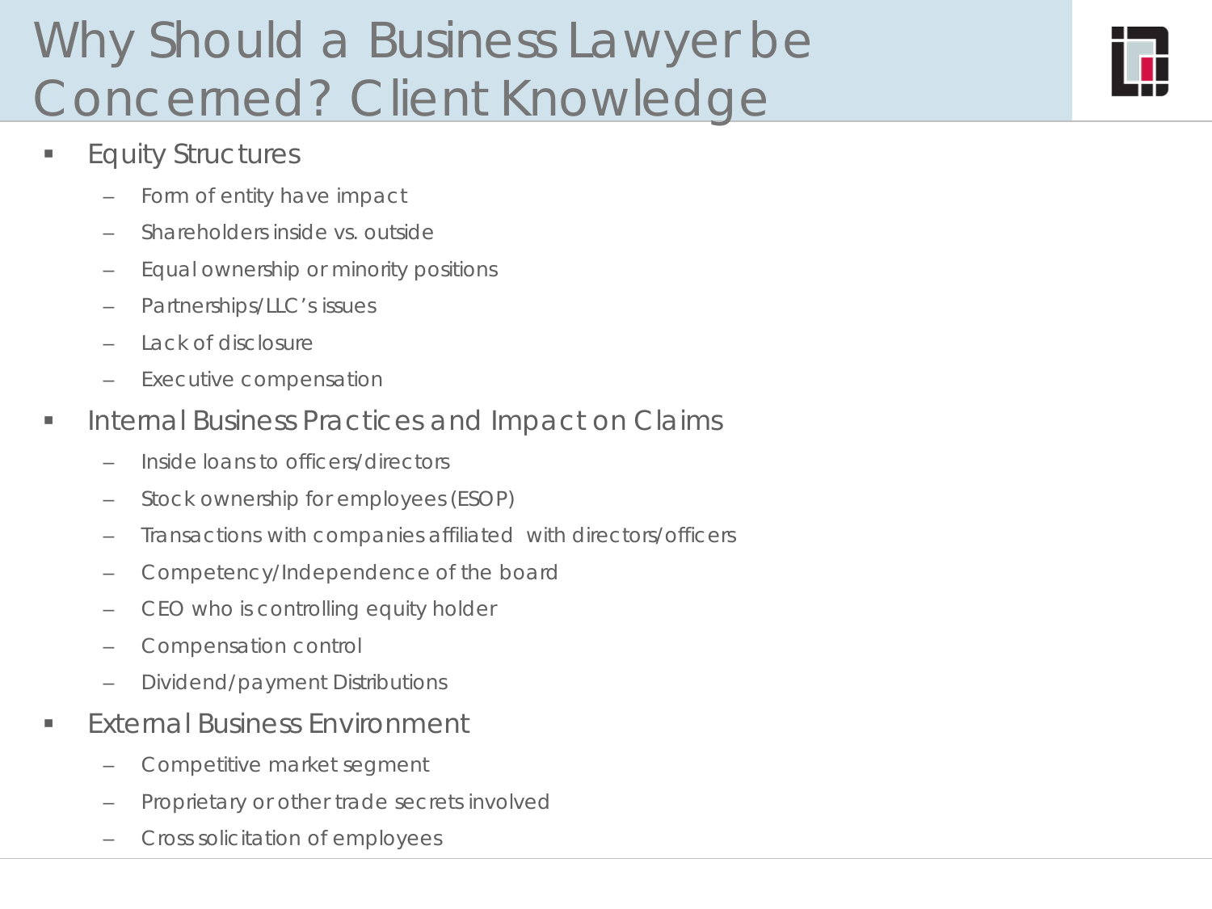# Why Should a Business Lawyer be Concerned? Client Knowledge

- Equity Structures
  - Form of entity have impact
  - Shareholders inside vs. outside
  - Equal ownership or minority positions
  - Partnerships/LLC's issues
  - Lack of disclosure
  - Executive compensation
- Internal Business Practices and Impact on Claims
  - Inside loans to officers/directors
  - Stock ownership for employees (ESOP)
  - Transactions with companies affiliated with directors/officers
  - Competency/Independence of the board
  - CEO who is controlling equity holder
  - Compensation control
  - Dividend/payment Distributions
- External Business Environment
  - Competitive market segment
  - Proprietary or other trade secrets involved
  - Cross solicitation of employees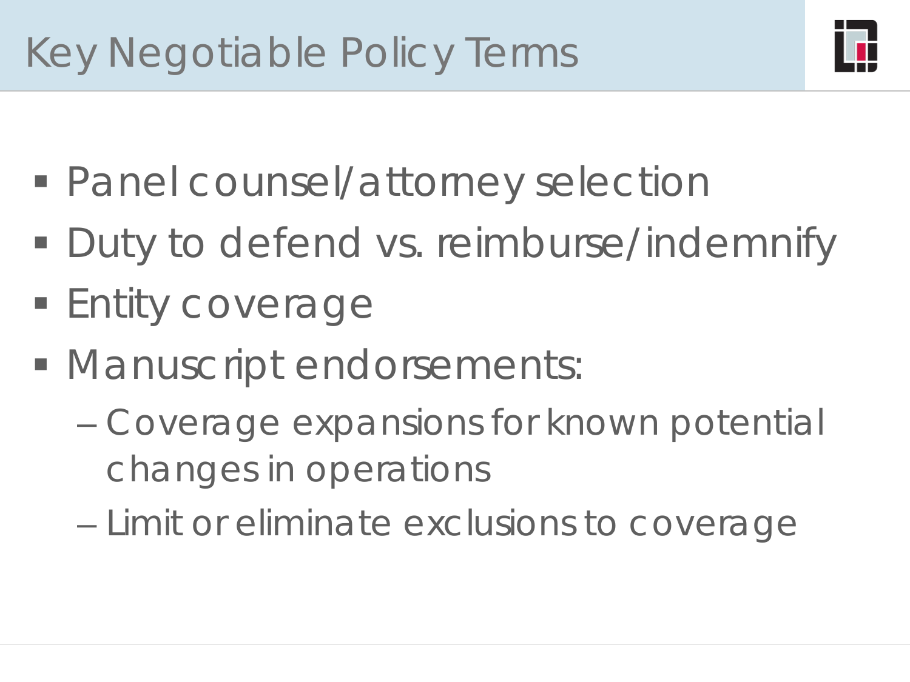# Key Negotiable Policy Terms

- Panel counsel/attorney selection
- Duty to defend vs. reimburse/indemnify
- Entity coverage
- Manuscript endorsements:
  - Coverage expansions for known potential changes in operations
  - Limit or eliminate exclusions to coverage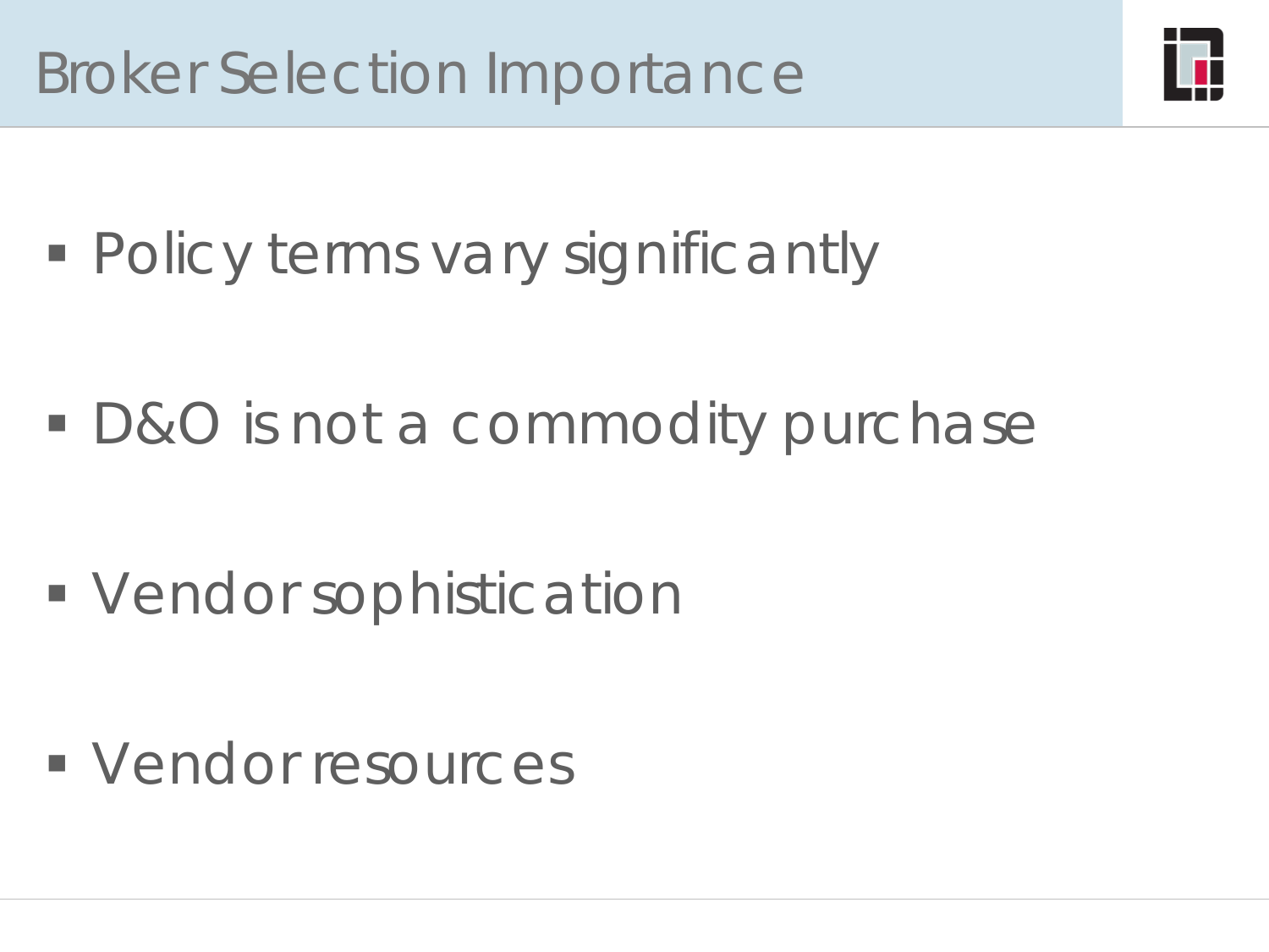# Broker Selection Importance

- Policy terms vary significantly
- D&O is not a commodity purchase
- Vendor sophistication
- Vendor resources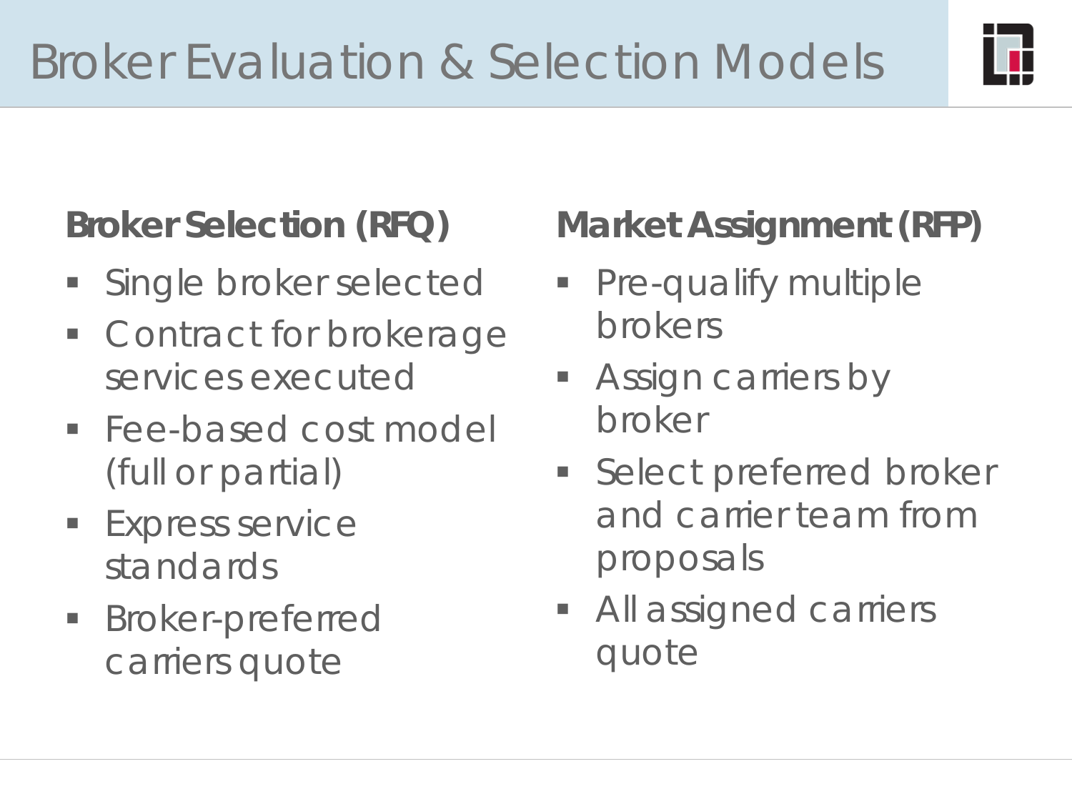# Broker Evaluation & Selection Models

**Broker Selection (RFQ)**

- Single broker selected
- Contract for brokerage services executed
- Fee-based cost model (full or partial)
- Express service standards
- Broker-preferred carriers quote

**Market Assignment (RFP)**

- Pre-qualify multiple brokers
- Assign carriers by broker
- Select preferred broker and carrier team from proposals
- All assigned carriers quote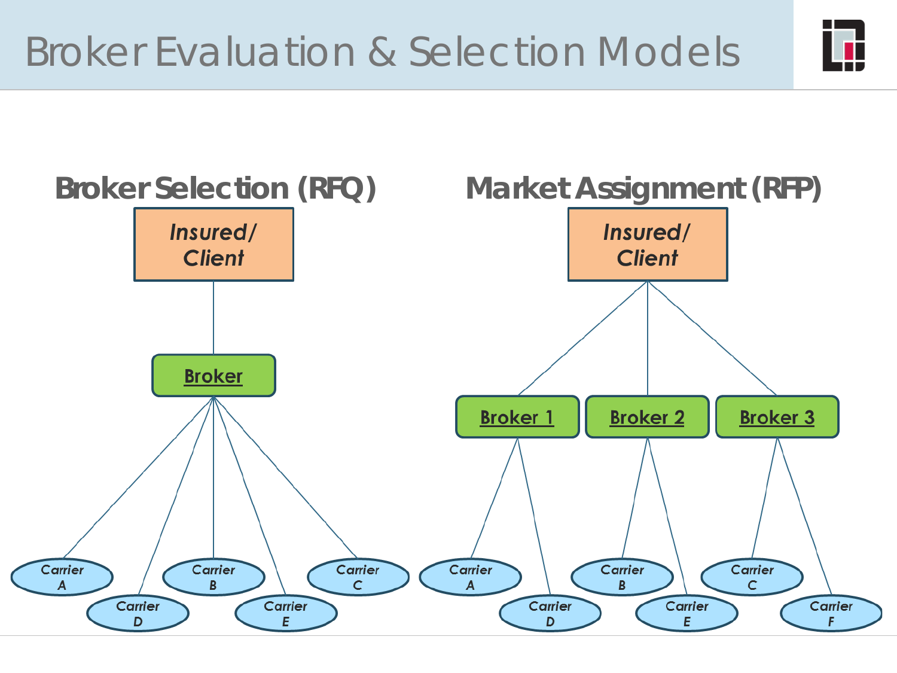# Broker Evaluation & Selection Models

## Broker Selection (RFQ)

*Insured/ Client*

Broker

*Carrier A* *Carrier D* *Carrier B* *Carrier E* *Carrier C*

## Market Assignment (RFP)

*Insured/ Client*

Broker 1 | Broker 2 | Broker 3

*Carrier A* *Carrier D* *Carrier B* *Carrier E* *Carrier C* *Carrier F*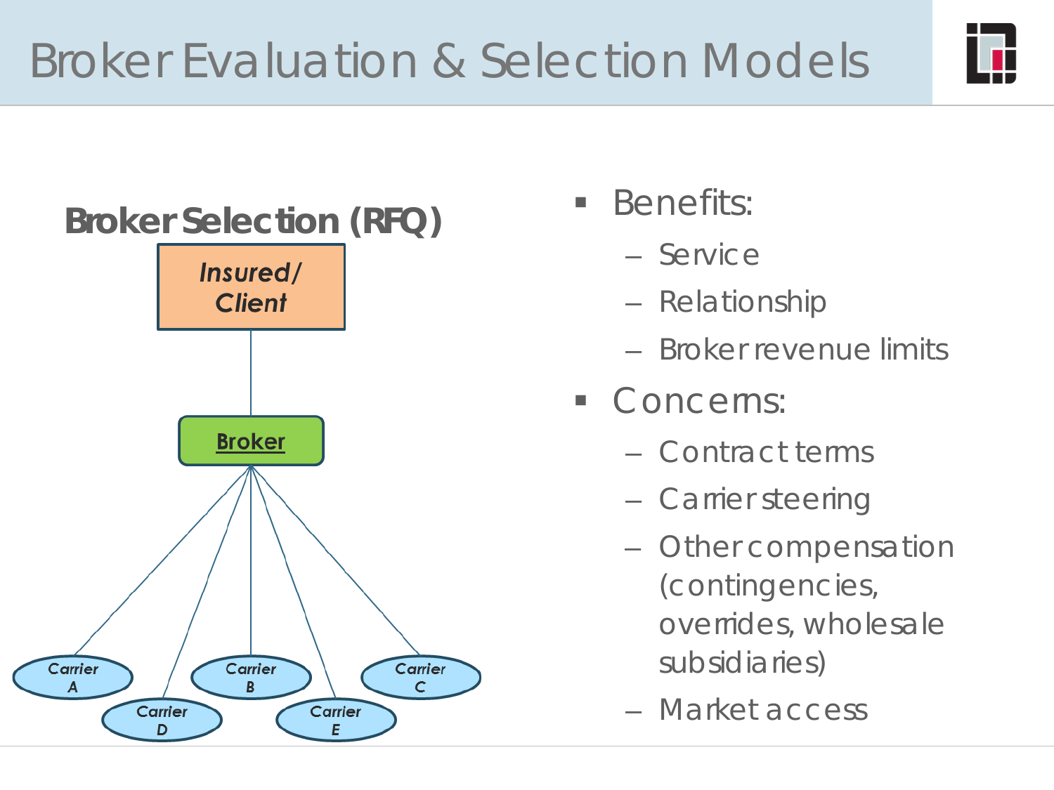# Broker Evaluation & Selection Models

**Broker Selection (RFQ)**

*Insured/ Client*

**Broker**

*Carrier A* *Carrier B* *Carrier C* *Carrier D* *Carrier E*

- Benefits:
  - Service
  - Relationship
  - Broker revenue limits
- Concerns:
  - Contract terms
  - Carrier steering
  - Other compensation (contingencies, overrides, wholesale subsidiaries)
  - Market access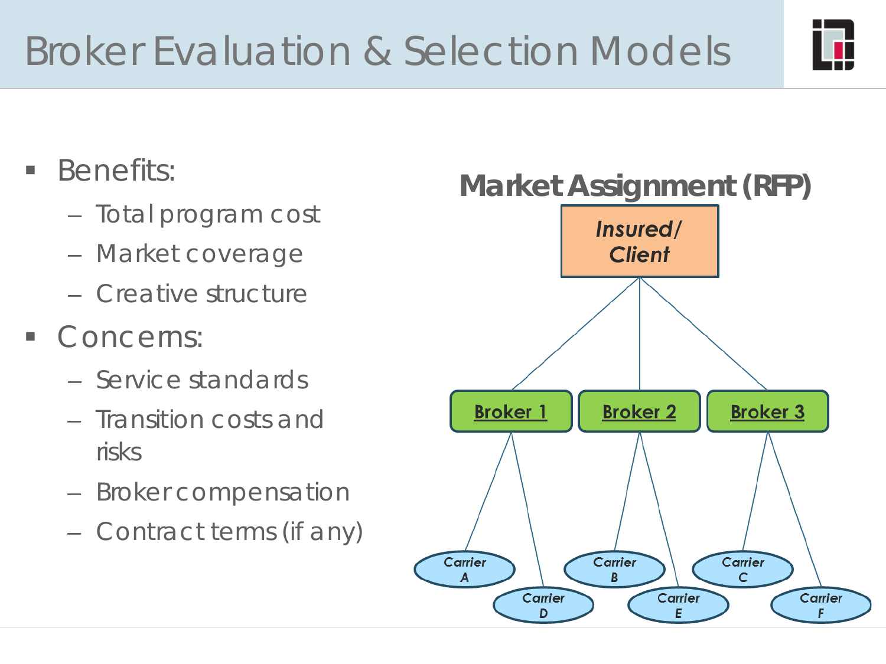# Broker Evaluation & Selection Models

- Benefits:
  - Total program cost
  - Market coverage
  - Creative structure
- Concerns:
  - Service standards
  - Transition costs and risks
  - Broker compensation
  - Contract terms (if any)

**Market Assignment (RFP)**

*Insured/ Client*

Broker 1 — Carrier A, Carrier D

Broker 2 — Carrier B, Carrier E

Broker 3 — Carrier C, Carrier F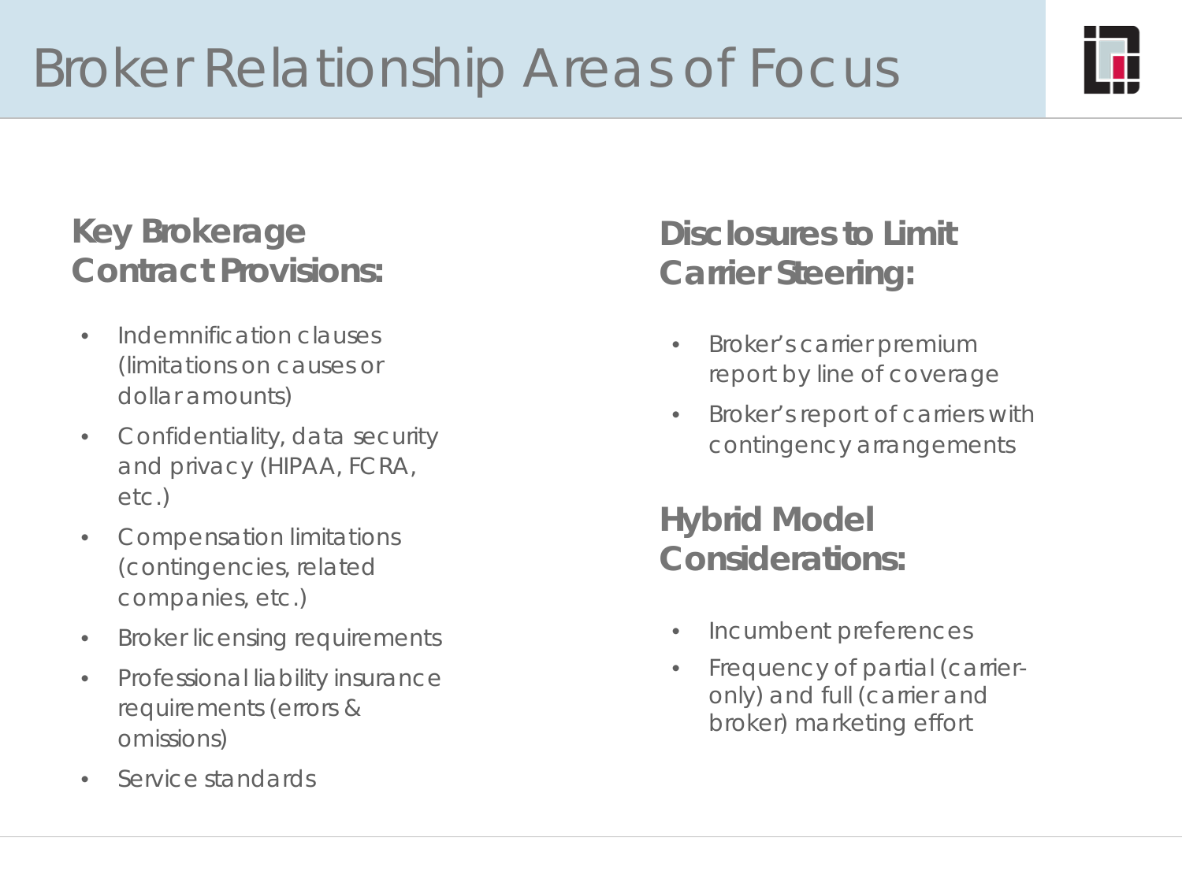# Broker Relationship Areas of Focus

## Key Brokerage Contract Provisions:

- Indemnification clauses (limitations on causes or dollar amounts)
- Confidentiality, data security and privacy (HIPAA, FCRA, etc.)
- Compensation limitations (contingencies, related companies, etc.)
- Broker licensing requirements
- Professional liability insurance requirements (errors & omissions)
- Service standards

## Disclosures to Limit Carrier Steering:

- Broker's carrier premium report by line of coverage
- Broker's report of carriers with contingency arrangements

## Hybrid Model Considerations:

- Incumbent preferences
- Frequency of partial (carrier-only) and full (carrier and broker) marketing effort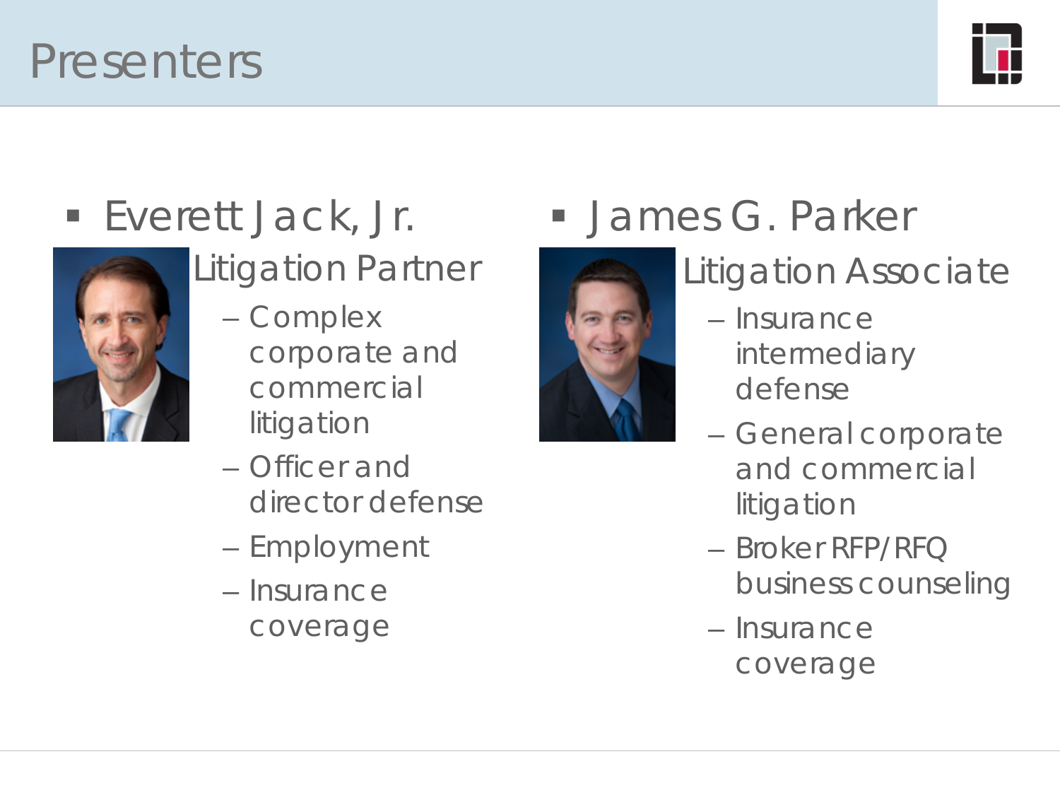# Presenters

- Everett Jack, Jr.

  Litigation Partner
  - Complex corporate and commercial litigation
  - Officer and director defense
  - Employment
  - Insurance coverage

- James G. Parker

  Litigation Associate
  - Insurance intermediary defense
  - General corporate and commercial litigation
  - Broker RFP/RFQ business counseling
  - Insurance coverage